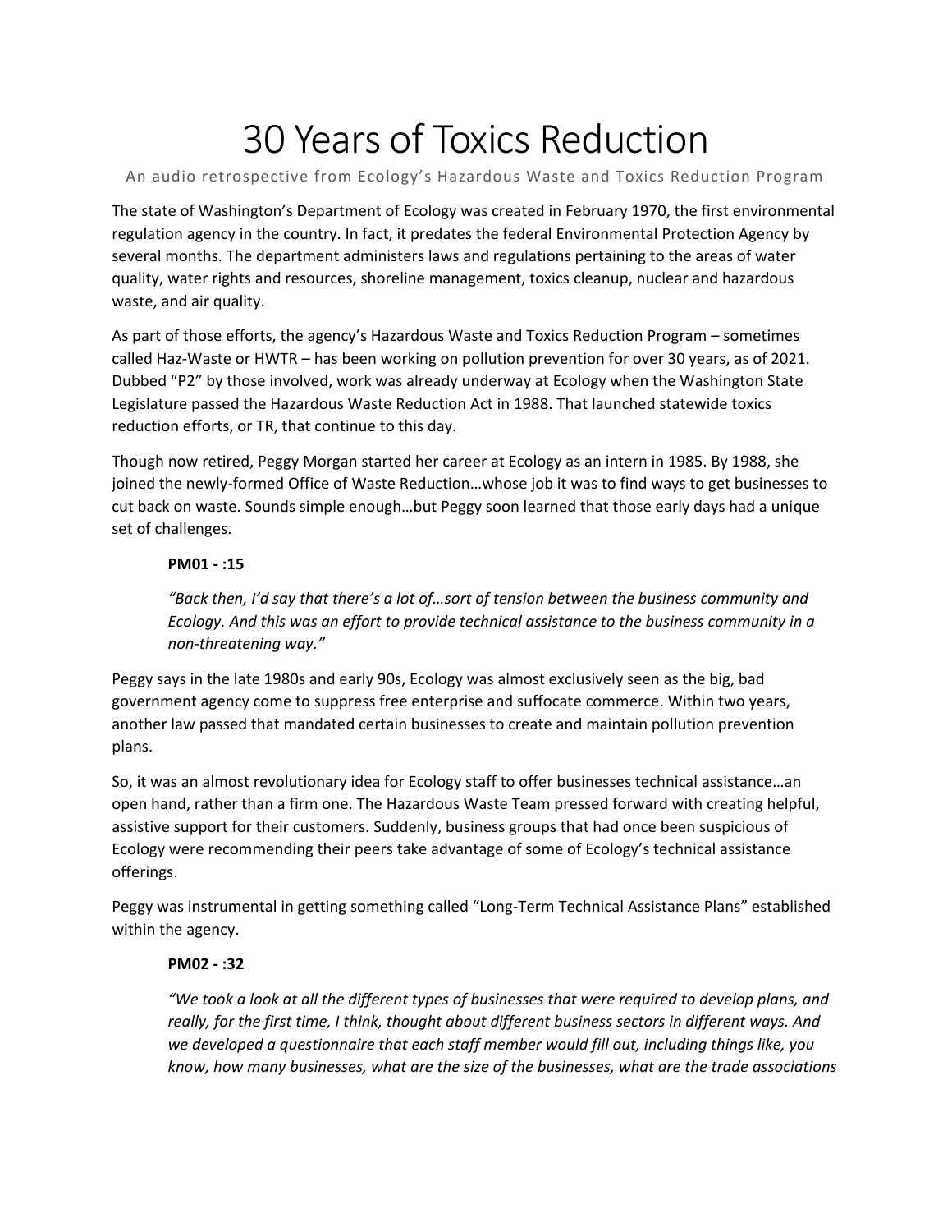# 30 Years of Toxics Reduction

An audio retrospective from Ecology's Hazardous Waste and Toxics Reduction Program

The state of Washington's Department of Ecology was created in February 1970, the first environmental regulation agency in the country. In fact, it predates the federal Environmental Protection Agency by several months. The department administers laws and regulations pertaining to the areas of water quality, water rights and resources, shoreline management, toxics cleanup, nuclear and hazardous waste, and air quality.

As part of those efforts, the agency's Hazardous Waste and Toxics Reduction Program – sometimes called Haz-Waste or HWTR – has been working on pollution prevention for over 30 years, as of 2021. Dubbed "P2" by those involved, work was already underway at Ecology when the Washington State Legislature passed the Hazardous Waste Reduction Act in 1988. That launched statewide toxics reduction efforts, or TR, that continue to this day.

Though now retired, Peggy Morgan started her career at Ecology as an intern in 1985. By 1988, she joined the newly-formed Office of Waste Reduction…whose job it was to find ways to get businesses to cut back on waste. Sounds simple enough…but Peggy soon learned that those early days had a unique set of challenges.

> **PM01 - :15**
>
> *"Back then, I'd say that there's a lot of…sort of tension between the business community and Ecology. And this was an effort to provide technical assistance to the business community in a non-threatening way."*

Peggy says in the late 1980s and early 90s, Ecology was almost exclusively seen as the big, bad government agency come to suppress free enterprise and suffocate commerce. Within two years, another law passed that mandated certain businesses to create and maintain pollution prevention plans.

So, it was an almost revolutionary idea for Ecology staff to offer businesses technical assistance…an open hand, rather than a firm one. The Hazardous Waste Team pressed forward with creating helpful, assistive support for their customers. Suddenly, business groups that had once been suspicious of Ecology were recommending their peers take advantage of some of Ecology's technical assistance offerings.

Peggy was instrumental in getting something called "Long-Term Technical Assistance Plans" established within the agency.

> **PM02 - :32**
>
> *"We took a look at all the different types of businesses that were required to develop plans, and really, for the first time, I think, thought about different business sectors in different ways. And we developed a questionnaire that each staff member would fill out, including things like, you know, how many businesses, what are the size of the businesses, what are the trade associations*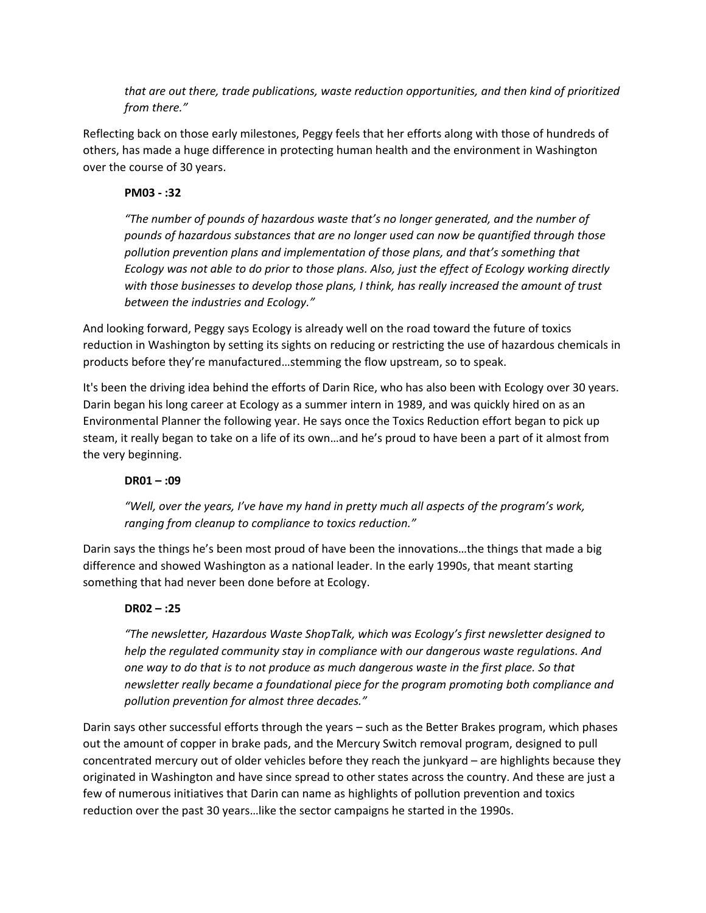*that are out there, trade publications, waste reduction opportunities, and then kind of prioritized from there."*

Reflecting back on those early milestones, Peggy feels that her efforts along with those of hundreds of others, has made a huge difference in protecting human health and the environment in Washington over the course of 30 years.

**PM03 - :32**

*"The number of pounds of hazardous waste that's no longer generated, and the number of pounds of hazardous substances that are no longer used can now be quantified through those pollution prevention plans and implementation of those plans, and that's something that Ecology was not able to do prior to those plans. Also, just the effect of Ecology working directly with those businesses to develop those plans, I think, has really increased the amount of trust between the industries and Ecology."*

And looking forward, Peggy says Ecology is already well on the road toward the future of toxics reduction in Washington by setting its sights on reducing or restricting the use of hazardous chemicals in products before they're manufactured…stemming the flow upstream, so to speak.

It's been the driving idea behind the efforts of Darin Rice, who has also been with Ecology over 30 years. Darin began his long career at Ecology as a summer intern in 1989, and was quickly hired on as an Environmental Planner the following year. He says once the Toxics Reduction effort began to pick up steam, it really began to take on a life of its own…and he's proud to have been a part of it almost from the very beginning.

**DR01 – :09**

*"Well, over the years, I've have my hand in pretty much all aspects of the program's work, ranging from cleanup to compliance to toxics reduction."*

Darin says the things he's been most proud of have been the innovations…the things that made a big difference and showed Washington as a national leader. In the early 1990s, that meant starting something that had never been done before at Ecology.

**DR02 – :25**

*"The newsletter, Hazardous Waste ShopTalk, which was Ecology's first newsletter designed to help the regulated community stay in compliance with our dangerous waste regulations. And one way to do that is to not produce as much dangerous waste in the first place. So that newsletter really became a foundational piece for the program promoting both compliance and pollution prevention for almost three decades."*

Darin says other successful efforts through the years – such as the Better Brakes program, which phases out the amount of copper in brake pads, and the Mercury Switch removal program, designed to pull concentrated mercury out of older vehicles before they reach the junkyard – are highlights because they originated in Washington and have since spread to other states across the country. And these are just a few of numerous initiatives that Darin can name as highlights of pollution prevention and toxics reduction over the past 30 years…like the sector campaigns he started in the 1990s.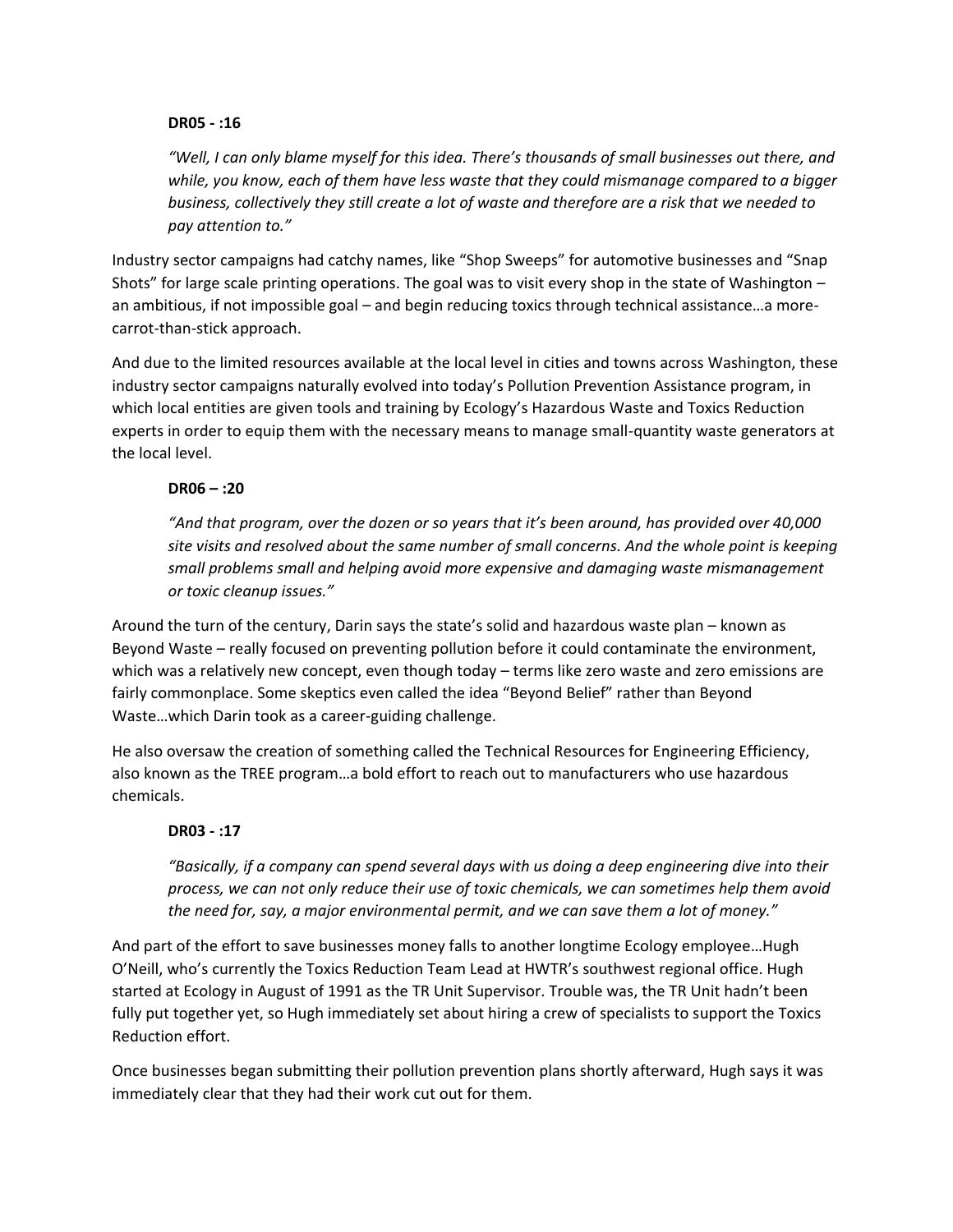**DR05 - :16**

*"Well, I can only blame myself for this idea. There's thousands of small businesses out there, and while, you know, each of them have less waste that they could mismanage compared to a bigger business, collectively they still create a lot of waste and therefore are a risk that we needed to pay attention to."*

Industry sector campaigns had catchy names, like "Shop Sweeps" for automotive businesses and "Snap Shots" for large scale printing operations. The goal was to visit every shop in the state of Washington – an ambitious, if not impossible goal – and begin reducing toxics through technical assistance…a more-carrot-than-stick approach.

And due to the limited resources available at the local level in cities and towns across Washington, these industry sector campaigns naturally evolved into today's Pollution Prevention Assistance program, in which local entities are given tools and training by Ecology's Hazardous Waste and Toxics Reduction experts in order to equip them with the necessary means to manage small-quantity waste generators at the local level.

**DR06 – :20**

*"And that program, over the dozen or so years that it's been around, has provided over 40,000 site visits and resolved about the same number of small concerns. And the whole point is keeping small problems small and helping avoid more expensive and damaging waste mismanagement or toxic cleanup issues."*

Around the turn of the century, Darin says the state's solid and hazardous waste plan – known as Beyond Waste – really focused on preventing pollution before it could contaminate the environment, which was a relatively new concept, even though today – terms like zero waste and zero emissions are fairly commonplace. Some skeptics even called the idea "Beyond Belief" rather than Beyond Waste…which Darin took as a career-guiding challenge.

He also oversaw the creation of something called the Technical Resources for Engineering Efficiency, also known as the TREE program…a bold effort to reach out to manufacturers who use hazardous chemicals.

**DR03 - :17**

*"Basically, if a company can spend several days with us doing a deep engineering dive into their process, we can not only reduce their use of toxic chemicals, we can sometimes help them avoid the need for, say, a major environmental permit, and we can save them a lot of money."*

And part of the effort to save businesses money falls to another longtime Ecology employee…Hugh O'Neill, who's currently the Toxics Reduction Team Lead at HWTR's southwest regional office. Hugh started at Ecology in August of 1991 as the TR Unit Supervisor. Trouble was, the TR Unit hadn't been fully put together yet, so Hugh immediately set about hiring a crew of specialists to support the Toxics Reduction effort.

Once businesses began submitting their pollution prevention plans shortly afterward, Hugh says it was immediately clear that they had their work cut out for them.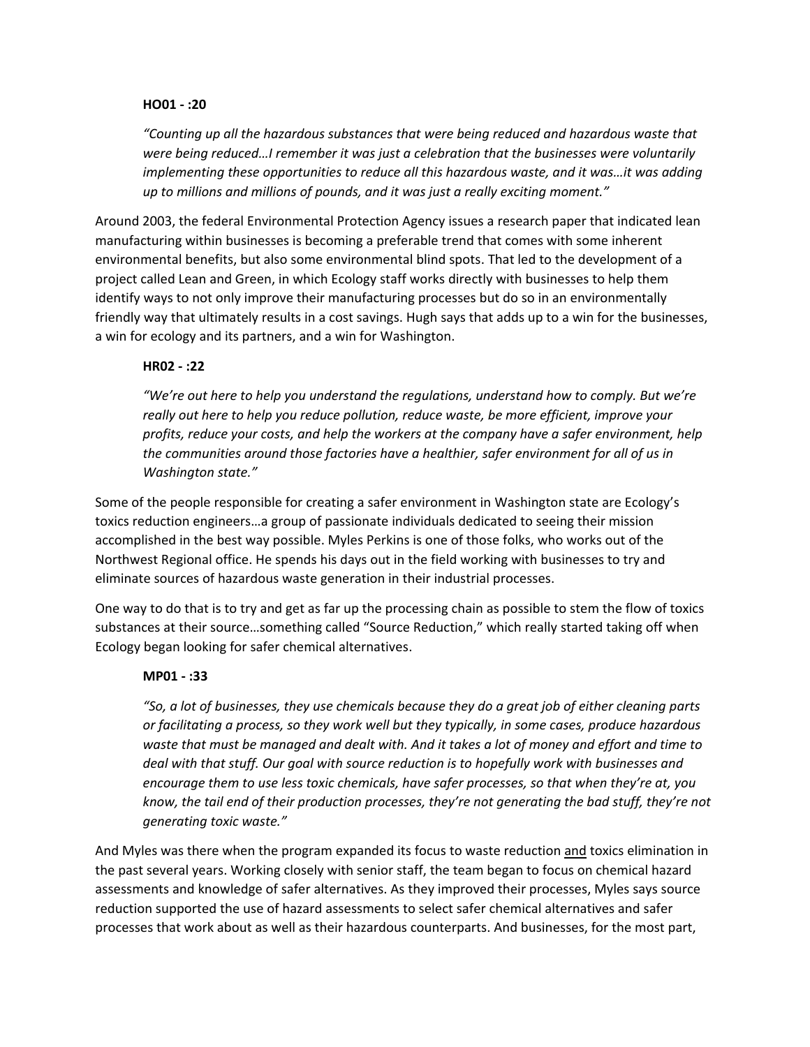**HO01 - :20**

> *"Counting up all the hazardous substances that were being reduced and hazardous waste that were being reduced…I remember it was just a celebration that the businesses were voluntarily implementing these opportunities to reduce all this hazardous waste, and it was…it was adding up to millions and millions of pounds, and it was just a really exciting moment."*

Around 2003, the federal Environmental Protection Agency issues a research paper that indicated lean manufacturing within businesses is becoming a preferable trend that comes with some inherent environmental benefits, but also some environmental blind spots. That led to the development of a project called Lean and Green, in which Ecology staff works directly with businesses to help them identify ways to not only improve their manufacturing processes but do so in an environmentally friendly way that ultimately results in a cost savings. Hugh says that adds up to a win for the businesses, a win for ecology and its partners, and a win for Washington.

**HR02 - :22**

> *"We're out here to help you understand the regulations, understand how to comply. But we're really out here to help you reduce pollution, reduce waste, be more efficient, improve your profits, reduce your costs, and help the workers at the company have a safer environment, help the communities around those factories have a healthier, safer environment for all of us in Washington state."*

Some of the people responsible for creating a safer environment in Washington state are Ecology's toxics reduction engineers…a group of passionate individuals dedicated to seeing their mission accomplished in the best way possible. Myles Perkins is one of those folks, who works out of the Northwest Regional office. He spends his days out in the field working with businesses to try and eliminate sources of hazardous waste generation in their industrial processes.

One way to do that is to try and get as far up the processing chain as possible to stem the flow of toxics substances at their source…something called "Source Reduction," which really started taking off when Ecology began looking for safer chemical alternatives.

**MP01 - :33**

> *"So, a lot of businesses, they use chemicals because they do a great job of either cleaning parts or facilitating a process, so they work well but they typically, in some cases, produce hazardous waste that must be managed and dealt with. And it takes a lot of money and effort and time to deal with that stuff. Our goal with source reduction is to hopefully work with businesses and encourage them to use less toxic chemicals, have safer processes, so that when they're at, you know, the tail end of their production processes, they're not generating the bad stuff, they're not generating toxic waste."*

And Myles was there when the program expanded its focus to waste reduction <u>and</u> toxics elimination in the past several years. Working closely with senior staff, the team began to focus on chemical hazard assessments and knowledge of safer alternatives. As they improved their processes, Myles says source reduction supported the use of hazard assessments to select safer chemical alternatives and safer processes that work about as well as their hazardous counterparts. And businesses, for the most part,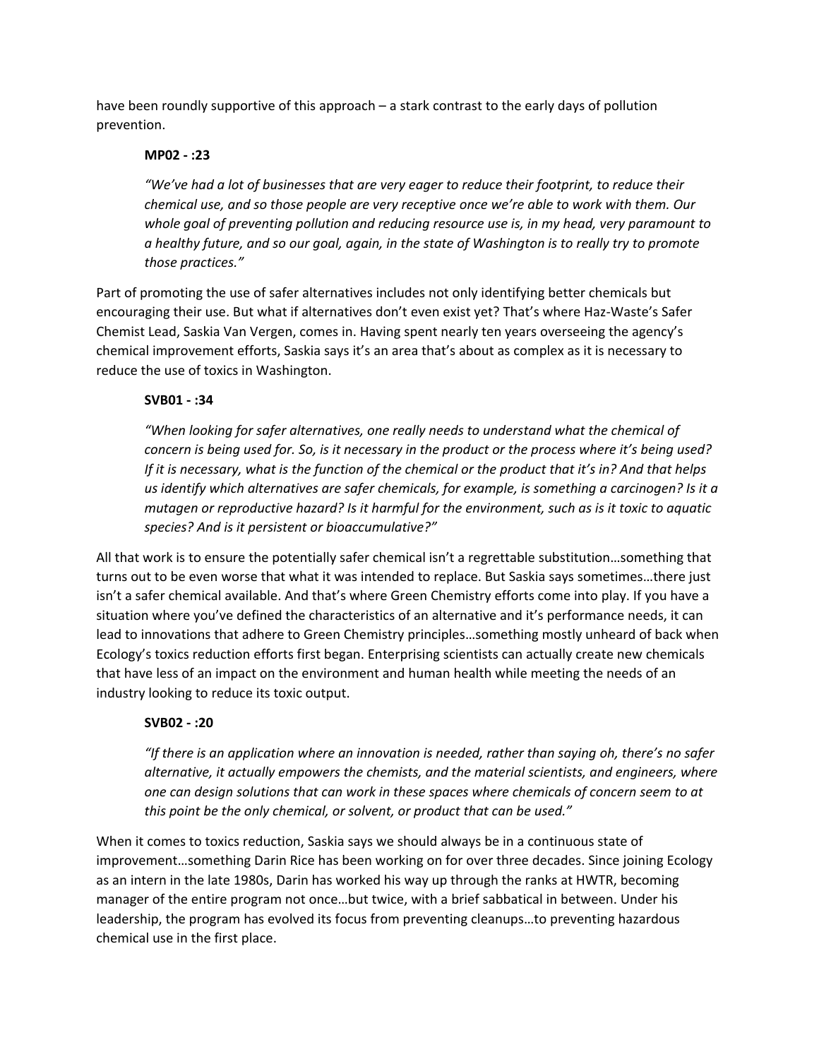have been roundly supportive of this approach – a stark contrast to the early days of pollution prevention.

**MP02 - :23**

*"We've had a lot of businesses that are very eager to reduce their footprint, to reduce their chemical use, and so those people are very receptive once we're able to work with them. Our whole goal of preventing pollution and reducing resource use is, in my head, very paramount to a healthy future, and so our goal, again, in the state of Washington is to really try to promote those practices."*

Part of promoting the use of safer alternatives includes not only identifying better chemicals but encouraging their use. But what if alternatives don't even exist yet? That's where Haz-Waste's Safer Chemist Lead, Saskia Van Vergen, comes in. Having spent nearly ten years overseeing the agency's chemical improvement efforts, Saskia says it's an area that's about as complex as it is necessary to reduce the use of toxics in Washington.

**SVB01 - :34**

*"When looking for safer alternatives, one really needs to understand what the chemical of concern is being used for. So, is it necessary in the product or the process where it's being used? If it is necessary, what is the function of the chemical or the product that it's in? And that helps us identify which alternatives are safer chemicals, for example, is something a carcinogen? Is it a mutagen or reproductive hazard? Is it harmful for the environment, such as is it toxic to aquatic species? And is it persistent or bioaccumulative?"*

All that work is to ensure the potentially safer chemical isn't a regrettable substitution…something that turns out to be even worse that what it was intended to replace. But Saskia says sometimes…there just isn't a safer chemical available. And that's where Green Chemistry efforts come into play. If you have a situation where you've defined the characteristics of an alternative and it's performance needs, it can lead to innovations that adhere to Green Chemistry principles…something mostly unheard of back when Ecology's toxics reduction efforts first began. Enterprising scientists can actually create new chemicals that have less of an impact on the environment and human health while meeting the needs of an industry looking to reduce its toxic output.

**SVB02 - :20**

*"If there is an application where an innovation is needed, rather than saying oh, there's no safer alternative, it actually empowers the chemists, and the material scientists, and engineers, where one can design solutions that can work in these spaces where chemicals of concern seem to at this point be the only chemical, or solvent, or product that can be used."*

When it comes to toxics reduction, Saskia says we should always be in a continuous state of improvement…something Darin Rice has been working on for over three decades. Since joining Ecology as an intern in the late 1980s, Darin has worked his way up through the ranks at HWTR, becoming manager of the entire program not once…but twice, with a brief sabbatical in between. Under his leadership, the program has evolved its focus from preventing cleanups…to preventing hazardous chemical use in the first place.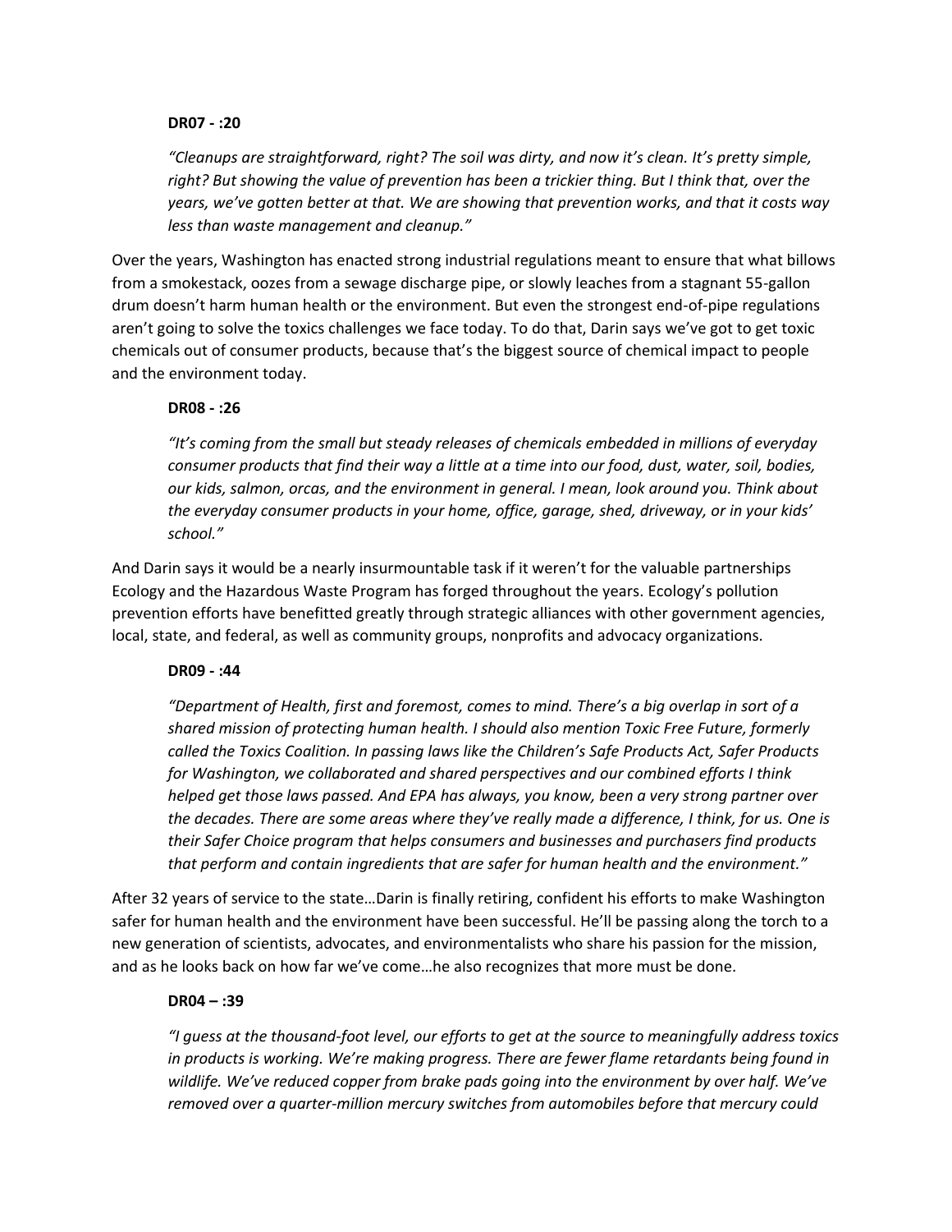**DR07 - :20**

*"Cleanups are straightforward, right? The soil was dirty, and now it's clean. It's pretty simple, right? But showing the value of prevention has been a trickier thing. But I think that, over the years, we've gotten better at that. We are showing that prevention works, and that it costs way less than waste management and cleanup."*

Over the years, Washington has enacted strong industrial regulations meant to ensure that what billows from a smokestack, oozes from a sewage discharge pipe, or slowly leaches from a stagnant 55-gallon drum doesn't harm human health or the environment. But even the strongest end-of-pipe regulations aren't going to solve the toxics challenges we face today. To do that, Darin says we've got to get toxic chemicals out of consumer products, because that's the biggest source of chemical impact to people and the environment today.

**DR08 - :26**

*"It's coming from the small but steady releases of chemicals embedded in millions of everyday consumer products that find their way a little at a time into our food, dust, water, soil, bodies, our kids, salmon, orcas, and the environment in general. I mean, look around you. Think about the everyday consumer products in your home, office, garage, shed, driveway, or in your kids' school."*

And Darin says it would be a nearly insurmountable task if it weren't for the valuable partnerships Ecology and the Hazardous Waste Program has forged throughout the years. Ecology's pollution prevention efforts have benefitted greatly through strategic alliances with other government agencies, local, state, and federal, as well as community groups, nonprofits and advocacy organizations.

**DR09 - :44**

*"Department of Health, first and foremost, comes to mind. There's a big overlap in sort of a shared mission of protecting human health. I should also mention Toxic Free Future, formerly called the Toxics Coalition. In passing laws like the Children's Safe Products Act, Safer Products for Washington, we collaborated and shared perspectives and our combined efforts I think helped get those laws passed. And EPA has always, you know, been a very strong partner over the decades. There are some areas where they've really made a difference, I think, for us. One is their Safer Choice program that helps consumers and businesses and purchasers find products that perform and contain ingredients that are safer for human health and the environment."*

After 32 years of service to the state…Darin is finally retiring, confident his efforts to make Washington safer for human health and the environment have been successful. He'll be passing along the torch to a new generation of scientists, advocates, and environmentalists who share his passion for the mission, and as he looks back on how far we've come…he also recognizes that more must be done.

**DR04 – :39**

*"I guess at the thousand-foot level, our efforts to get at the source to meaningfully address toxics in products is working. We're making progress. There are fewer flame retardants being found in wildlife. We've reduced copper from brake pads going into the environment by over half. We've removed over a quarter-million mercury switches from automobiles before that mercury could*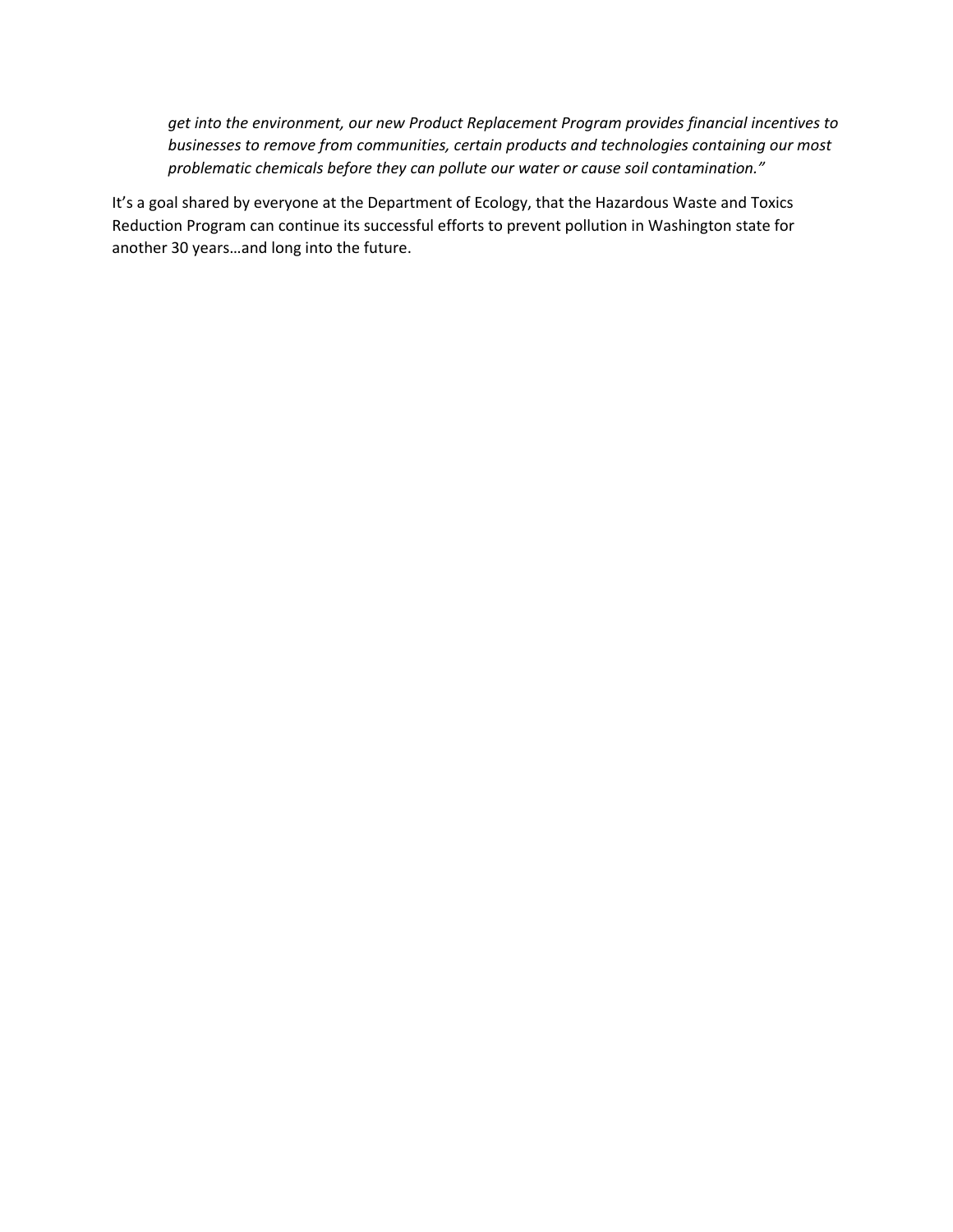> *get into the environment, our new Product Replacement Program provides financial incentives to businesses to remove from communities, certain products and technologies containing our most problematic chemicals before they can pollute our water or cause soil contamination."*

It's a goal shared by everyone at the Department of Ecology, that the Hazardous Waste and Toxics Reduction Program can continue its successful efforts to prevent pollution in Washington state for another 30 years…and long into the future.